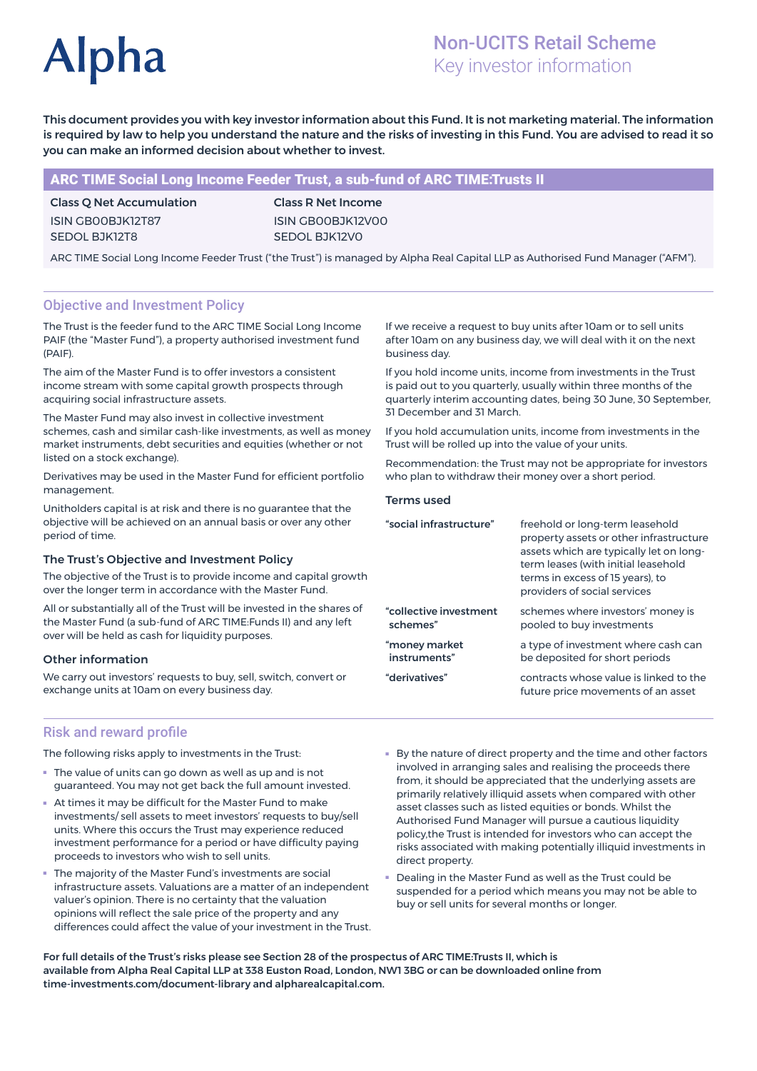Alpha

# Non-UCITS Retail Scheme
Key investor information

**This document provides you with key investor information about this Fund. It is not marketing material. The information is required by law to help you understand the nature and the risks of investing in this Fund. You are advised to read it so you can make an informed decision about whether to invest.**

## ARC TIME Social Long Income Feeder Trust, a sub-fund of ARC TIME:Trusts II

| **Class Q Net Accumulation** | **Class R Net Income** |
|---|---|
| ISIN GB00BJK12T87 | ISIN GB00BJK12V00 |
| SEDOL BJK12T8 | SEDOL BJK12V0 |

ARC TIME Social Long Income Feeder Trust ("the Trust") is managed by Alpha Real Capital LLP as Authorised Fund Manager ("AFM").

## Objective and Investment Policy

The Trust is the feeder fund to the ARC TIME Social Long Income PAIF (the "Master Fund"), a property authorised investment fund (PAIF).

The aim of the Master Fund is to offer investors a consistent income stream with some capital growth prospects through acquiring social infrastructure assets.

The Master Fund may also invest in collective investment schemes, cash and similar cash-like investments, as well as money market instruments, debt securities and equities (whether or not listed on a stock exchange).

Derivatives may be used in the Master Fund for efficient portfolio management.

Unitholders capital is at risk and there is no guarantee that the objective will be achieved on an annual basis or over any other period of time.

### The Trust's Objective and Investment Policy

The objective of the Trust is to provide income and capital growth over the longer term in accordance with the Master Fund.

All or substantially all of the Trust will be invested in the shares of the Master Fund (a sub-fund of ARC TIME:Funds II) and any left over will be held as cash for liquidity purposes.

### Other information

We carry out investors' requests to buy, sell, switch, convert or exchange units at 10am on every business day.

If we receive a request to buy units after 10am or to sell units after 10am on any business day, we will deal with it on the next business day.

If you hold income units, income from investments in the Trust is paid out to you quarterly, usually within three months of the quarterly interim accounting dates, being 30 June, 30 September, 31 December and 31 March.

If you hold accumulation units, income from investments in the Trust will be rolled up into the value of your units.

Recommendation: the Trust may not be appropriate for investors who plan to withdraw their money over a short period.

### Terms used

| Term | Definition |
|---|---|
| **"social infrastructure"** | freehold or long-term leasehold property assets or other infrastructure assets which are typically let on long-term leases (with initial leasehold terms in excess of 15 years), to providers of social services |
| **"collective investment schemes"** | schemes where investors' money is pooled to buy investments |
| **"money market instruments"** | a type of investment where cash can be deposited for short periods |
| **"derivatives"** | contracts whose value is linked to the future price movements of an asset |

## Risk and reward profile

The following risks apply to investments in the Trust:

- The value of units can go down as well as up and is not guaranteed. You may not get back the full amount invested.
- At times it may be difficult for the Master Fund to make investments/ sell assets to meet investors' requests to buy/sell units. Where this occurs the Trust may experience reduced investment performance for a period or have difficulty paying proceeds to investors who wish to sell units.
- The majority of the Master Fund's investments are social infrastructure assets. Valuations are a matter of an independent valuer's opinion. There is no certainty that the valuation opinions will reflect the sale price of the property and any differences could affect the value of your investment in the Trust.
- By the nature of direct property and the time and other factors involved in arranging sales and realising the proceeds there from, it should be appreciated that the underlying assets are primarily relatively illiquid assets when compared with other asset classes such as listed equities or bonds. Whilst the Authorised Fund Manager will pursue a cautious liquidity policy,the Trust is intended for investors who can accept the risks associated with making potentially illiquid investments in direct property.
- Dealing in the Master Fund as well as the Trust could be suspended for a period which means you may not be able to buy or sell units for several months or longer.

**For full details of the Trust's risks please see Section 28 of the prospectus of ARC TIME:Trusts II, which is available from Alpha Real Capital LLP at 338 Euston Road, London, NW1 3BG or can be downloaded online from time-investments.com/document-library and alpharealcapital.com.**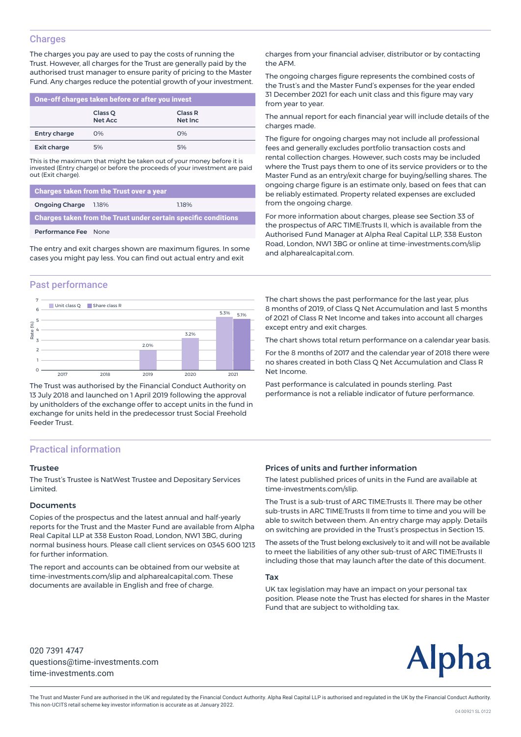## Charges

The charges you pay are used to pay the costs of running the Trust. However, all charges for the Trust are generally paid by the authorised trust manager to ensure parity of pricing to the Master Fund. Any charges reduce the potential growth of your investment.

| One-off charges taken before or after you invest | | |
|---|---|---|
| | Class Q Net Acc | Class R Net Inc |
| Entry charge | 0% | 0% |
| Exit charge | 5% | 5% |

This is the maximum that might be taken out of your money before it is invested (Entry charge) or before the proceeds of your investment are paid out (Exit charge).

| Charges taken from the Trust over a year | | |
|---|---|---|
| Ongoing Charge | 1.18% | 1.18% |
| **Charges taken from the Trust under certain specific conditions** | | |
| Performance Fee | None | |

The entry and exit charges shown are maximum figures. In some cases you might pay less. You can find out actual entry and exit charges from your financial adviser, distributor or by contacting the AFM.

The ongoing charges figure represents the combined costs of the Trust's and the Master Fund's expenses for the year ended 31 December 2021 for each unit class and this figure may vary from year to year.

The annual report for each financial year will include details of the charges made.

The figure for ongoing charges may not include all professional fees and generally excludes portfolio transaction costs and rental collection charges. However, such costs may be included where the Trust pays them to one of its service providers or to the Master Fund as an entry/exit charge for buying/selling shares. The ongoing charge figure is an estimate only, based on fees that can be reliably estimated. Property related expenses are excluded from the ongoing charge.

For more information about charges, please see Section 33 of the prospectus of ARC TIME:Trusts II, which is available from the Authorised Fund Manager at Alpha Real Capital LLP, 338 Euston Road, London, NW1 3BG or online at time-investments.com/slip and alpharealcapital.com.

## Past performance

Unit class Q
Share class R

Rate (%)
7
6
5
4
3
2
1
0

2.0%
3.2%
5.3%
5.1%

2017
2018
2019
2020
2021

The Trust was authorised by the Financial Conduct Authority on 13 July 2018 and launched on 1 April 2019 following the approval by unitholders of the exchange offer to accept units in the fund in exchange for units held in the predecessor trust Social Freehold Feeder Trust.

The chart shows the past performance for the last year, plus 8 months of 2019, of Class Q Net Accumulation and last 5 months of 2021 of Class R Net Income and takes into account all charges except entry and exit charges.

The chart shows total return performance on a calendar year basis.

For the 8 months of 2017 and the calendar year of 2018 there were no shares created in both Class Q Net Accumulation and Class R Net Income.

Past performance is calculated in pounds sterling. Past performance is not a reliable indicator of future performance.

## Practical information

### Trustee

The Trust's Trustee is NatWest Trustee and Depositary Services Limited.

### Documents

Copies of the prospectus and the latest annual and half-yearly reports for the Trust and the Master Fund are available from Alpha Real Capital LLP at 338 Euston Road, London, NW1 3BG, during normal business hours. Please call client services on 0345 600 1213 for further information.

The report and accounts can be obtained from our website at time-investments.com/slip and alpharealcapital.com. These documents are available in English and free of charge.

### Prices of units and further information

The latest published prices of units in the Fund are available at time-investments.com/slip.

The Trust is a sub-trust of ARC TIME:Trusts II. There may be other sub-trusts in ARC TIME:Trusts II from time to time and you will be able to switch between them. An entry charge may apply. Details on switching are provided in the Trust's prospectus in Section 15.

The assets of the Trust belong exclusively to it and will not be available to meet the liabilities of any other sub-trust of ARC TIME:Trusts II including those that may launch after the date of this document.

### Tax

UK tax legislation may have an impact on your personal tax position. Please note the Trust has elected for shares in the Master Fund that are subject to witholding tax.

020 7391 4747
questions@time-investments.com
time-investments.com

Alpha

The Trust and Master Fund are authorised in the UK and regulated by the Financial Conduct Authority. Alpha Real Capital LLP is authorised and regulated in the UK by the Financial Conduct Authority. This non-UCITS retail scheme key investor information is accurate as at January 2022.

04 00921 SL 0122